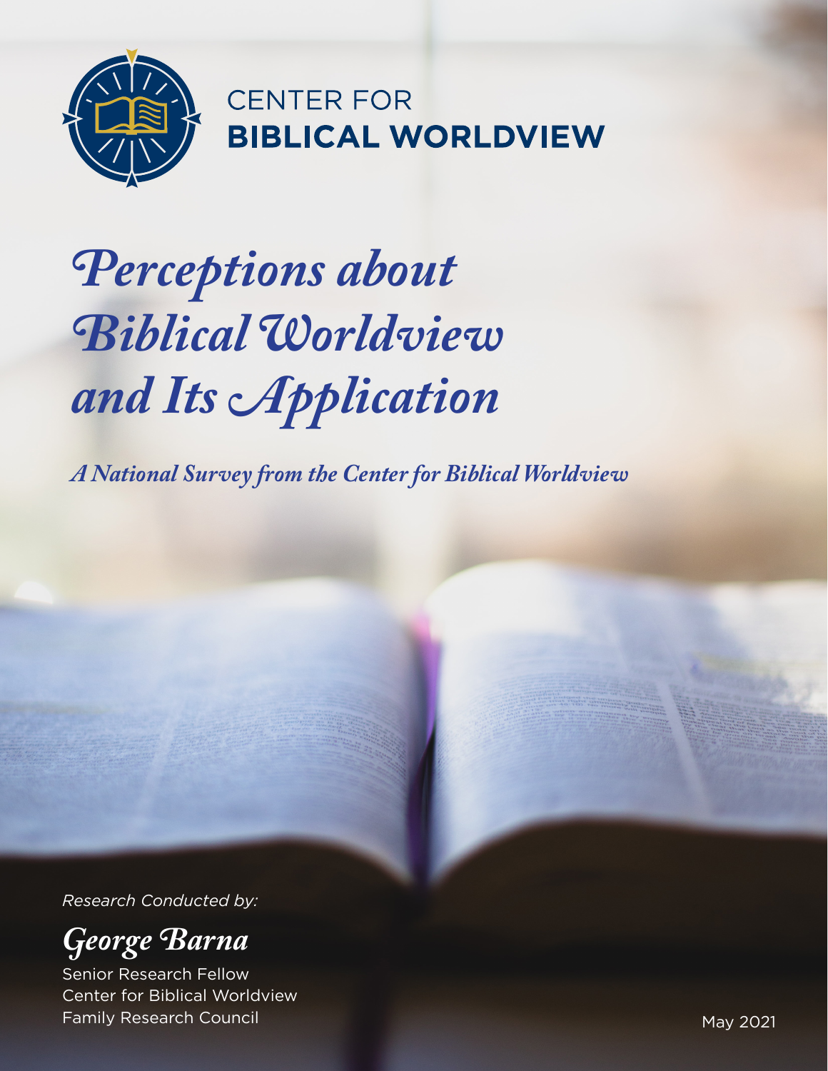CENTER FOR
**BIBLICAL WORLDVIEW**

# *Perceptions about Biblical Worldview and Its Application*

*A National Survey from the Center for Biblical Worldview*

*Research Conducted by:*

*George Barna*

Senior Research Fellow
Center for Biblical Worldview
Family Research Council

May 2021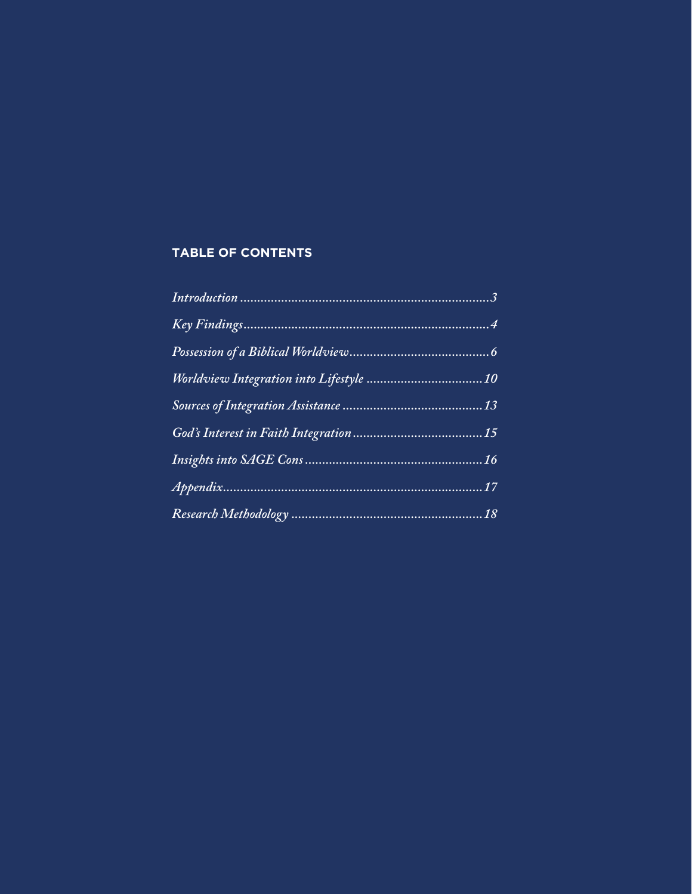## TABLE OF CONTENTS

*Introduction* ........................................................................ 3

*Key Findings* ........................................................................ 4

*Possession of a Biblical Worldview* ......................................... 6

*Worldview Integration into Lifestyle* ..................................... 10

*Sources of Integration Assistance* .......................................... 13

*God's Interest in Faith Integration* ....................................... 15

*Insights into SAGE Cons* ...................................................... 16

*Appendix* ............................................................................ 17

*Research Methodology* ......................................................... 18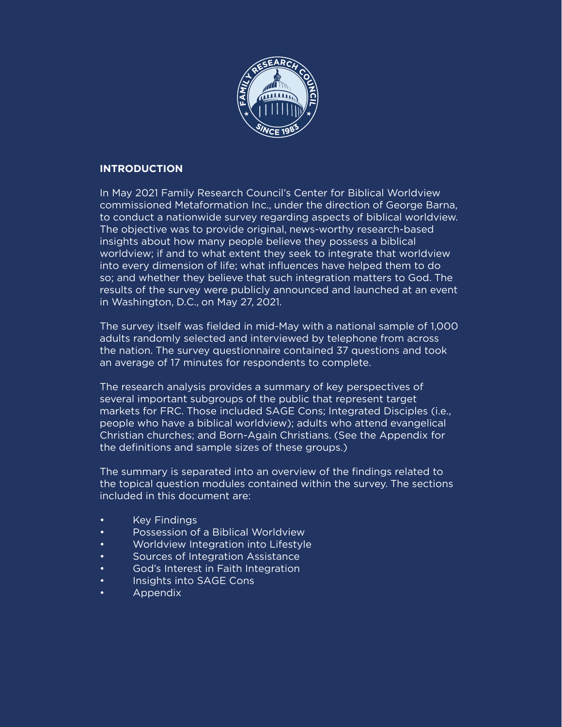## INTRODUCTION

In May 2021 Family Research Council's Center for Biblical Worldview commissioned Metaformation Inc., under the direction of George Barna, to conduct a nationwide survey regarding aspects of biblical worldview. The objective was to provide original, news-worthy research-based insights about how many people believe they possess a biblical worldview; if and to what extent they seek to integrate that worldview into every dimension of life; what influences have helped them to do so; and whether they believe that such integration matters to God. The results of the survey were publicly announced and launched at an event in Washington, D.C., on May 27, 2021.

The survey itself was fielded in mid-May with a national sample of 1,000 adults randomly selected and interviewed by telephone from across the nation. The survey questionnaire contained 37 questions and took an average of 17 minutes for respondents to complete.

The research analysis provides a summary of key perspectives of several important subgroups of the public that represent target markets for FRC. Those included SAGE Cons; Integrated Disciples (i.e., people who have a biblical worldview); adults who attend evangelical Christian churches; and Born-Again Christians. (See the Appendix for the definitions and sample sizes of these groups.)

The summary is separated into an overview of the findings related to the topical question modules contained within the survey. The sections included in this document are:

- Key Findings
- Possession of a Biblical Worldview
- Worldview Integration into Lifestyle
- Sources of Integration Assistance
- God's Interest in Faith Integration
- Insights into SAGE Cons
- Appendix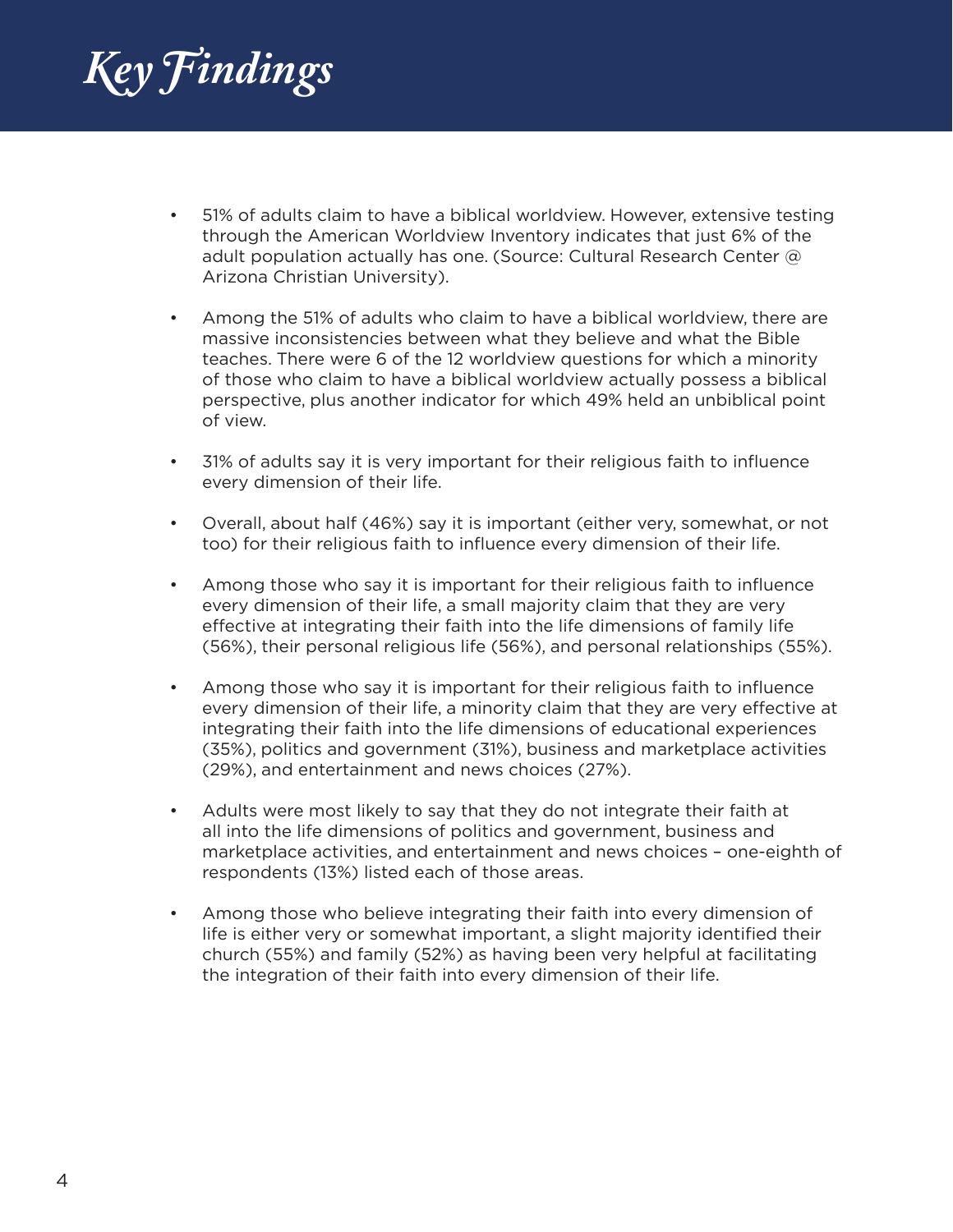# Key Findings

- 51% of adults claim to have a biblical worldview. However, extensive testing through the American Worldview Inventory indicates that just 6% of the adult population actually has one. (Source: Cultural Research Center @ Arizona Christian University).
- Among the 51% of adults who claim to have a biblical worldview, there are massive inconsistencies between what they believe and what the Bible teaches. There were 6 of the 12 worldview questions for which a minority of those who claim to have a biblical worldview actually possess a biblical perspective, plus another indicator for which 49% held an unbiblical point of view.
- 31% of adults say it is very important for their religious faith to influence every dimension of their life.
- Overall, about half (46%) say it is important (either very, somewhat, or not too) for their religious faith to influence every dimension of their life.
- Among those who say it is important for their religious faith to influence every dimension of their life, a small majority claim that they are very effective at integrating their faith into the life dimensions of family life (56%), their personal religious life (56%), and personal relationships (55%).
- Among those who say it is important for their religious faith to influence every dimension of their life, a minority claim that they are very effective at integrating their faith into the life dimensions of educational experiences (35%), politics and government (31%), business and marketplace activities (29%), and entertainment and news choices (27%).
- Adults were most likely to say that they do not integrate their faith at all into the life dimensions of politics and government, business and marketplace activities, and entertainment and news choices – one-eighth of respondents (13%) listed each of those areas.
- Among those who believe integrating their faith into every dimension of life is either very or somewhat important, a slight majority identified their church (55%) and family (52%) as having been very helpful at facilitating the integration of their faith into every dimension of their life.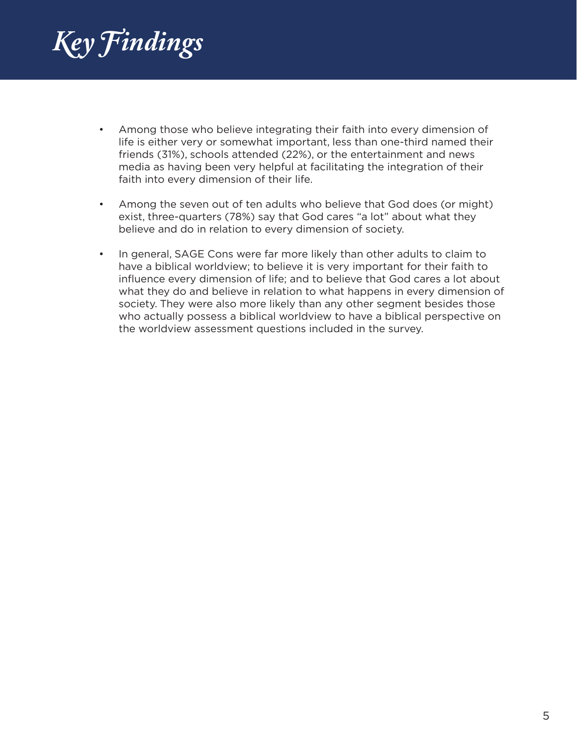# Key Findings

- Among those who believe integrating their faith into every dimension of life is either very or somewhat important, less than one-third named their friends (31%), schools attended (22%), or the entertainment and news media as having been very helpful at facilitating the integration of their faith into every dimension of their life.
- Among the seven out of ten adults who believe that God does (or might) exist, three-quarters (78%) say that God cares "a lot" about what they believe and do in relation to every dimension of society.
- In general, SAGE Cons were far more likely than other adults to claim to have a biblical worldview; to believe it is very important for their faith to influence every dimension of life; and to believe that God cares a lot about what they do and believe in relation to what happens in every dimension of society. They were also more likely than any other segment besides those who actually possess a biblical worldview to have a biblical perspective on the worldview assessment questions included in the survey.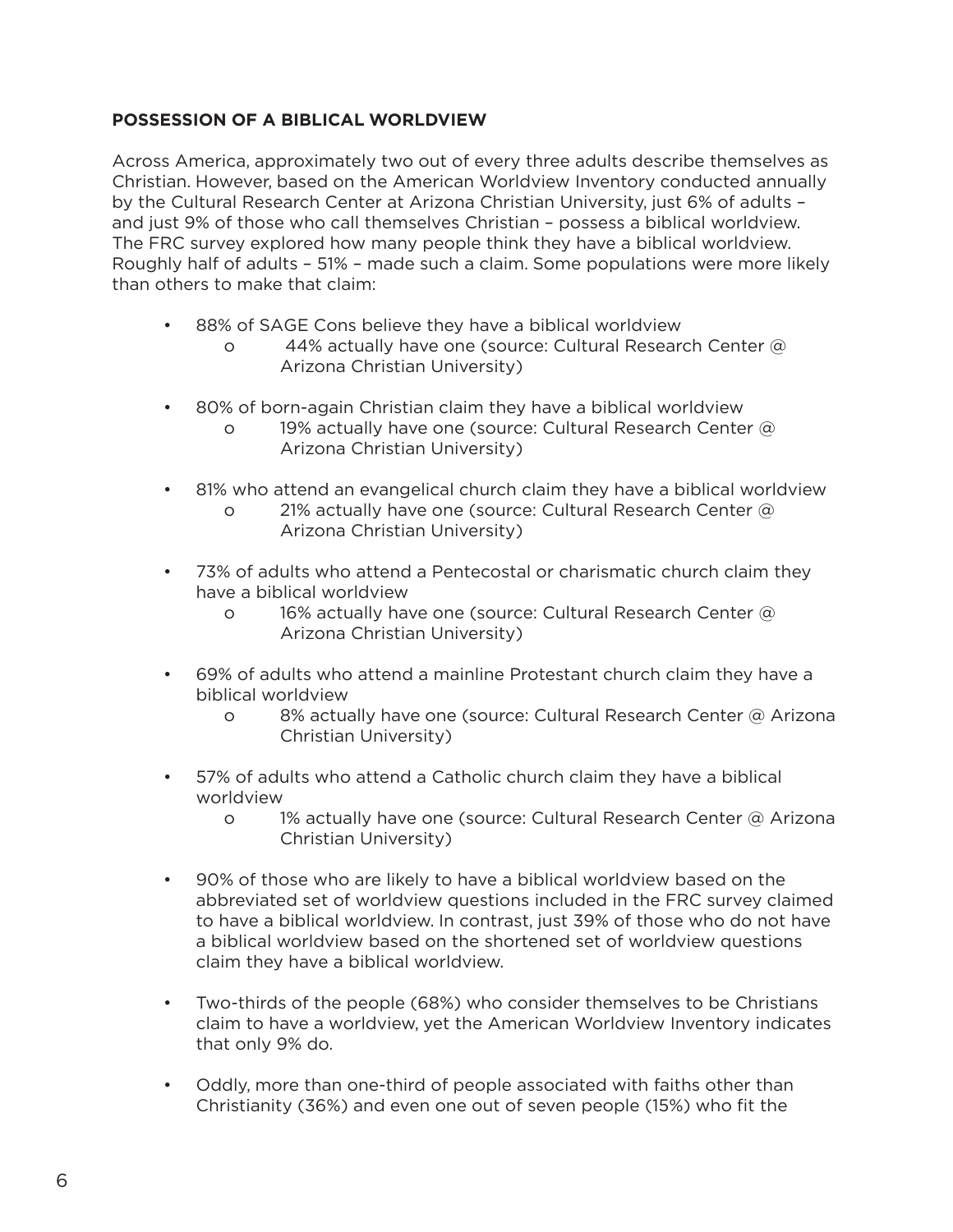**POSSESSION OF A BIBLICAL WORLDVIEW**

Across America, approximately two out of every three adults describe themselves as Christian. However, based on the American Worldview Inventory conducted annually by the Cultural Research Center at Arizona Christian University, just 6% of adults – and just 9% of those who call themselves Christian – possess a biblical worldview. The FRC survey explored how many people think they have a biblical worldview. Roughly half of adults – 51% – made such a claim. Some populations were more likely than others to make that claim:

- 88% of SAGE Cons believe they have a biblical worldview
  - 44% actually have one (source: Cultural Research Center @ Arizona Christian University)
- 80% of born-again Christian claim they have a biblical worldview
  - 19% actually have one (source: Cultural Research Center @ Arizona Christian University)
- 81% who attend an evangelical church claim they have a biblical worldview
  - 21% actually have one (source: Cultural Research Center @ Arizona Christian University)
- 73% of adults who attend a Pentecostal or charismatic church claim they have a biblical worldview
  - 16% actually have one (source: Cultural Research Center @ Arizona Christian University)
- 69% of adults who attend a mainline Protestant church claim they have a biblical worldview
  - 8% actually have one (source: Cultural Research Center @ Arizona Christian University)
- 57% of adults who attend a Catholic church claim they have a biblical worldview
  - 1% actually have one (source: Cultural Research Center @ Arizona Christian University)
- 90% of those who are likely to have a biblical worldview based on the abbreviated set of worldview questions included in the FRC survey claimed to have a biblical worldview. In contrast, just 39% of those who do not have a biblical worldview based on the shortened set of worldview questions claim they have a biblical worldview.
- Two-thirds of the people (68%) who consider themselves to be Christians claim to have a worldview, yet the American Worldview Inventory indicates that only 9% do.
- Oddly, more than one-third of people associated with faiths other than Christianity (36%) and even one out of seven people (15%) who fit the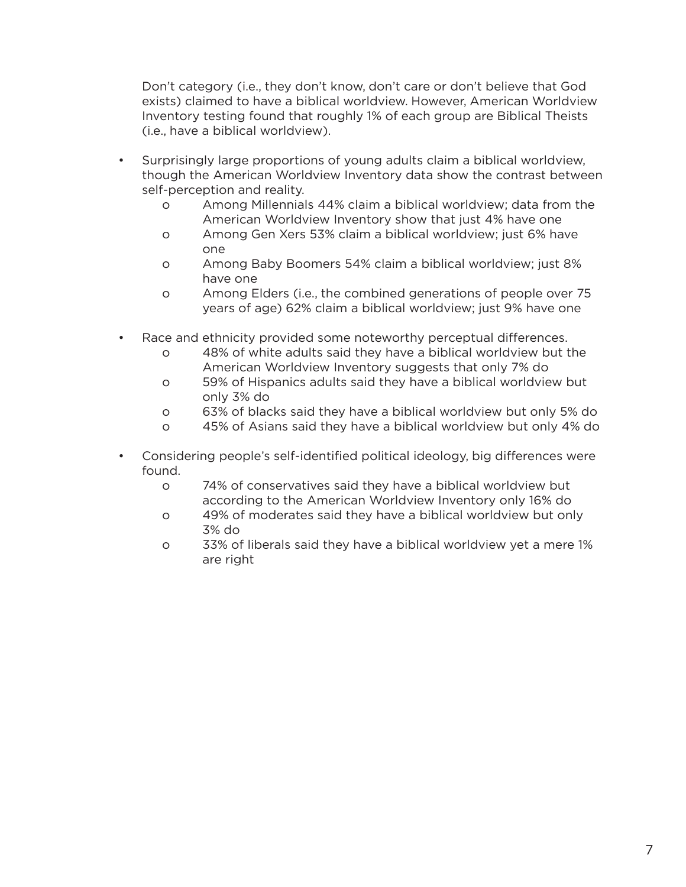Don't category (i.e., they don't know, don't care or don't believe that God exists) claimed to have a biblical worldview. However, American Worldview Inventory testing found that roughly 1% of each group are Biblical Theists (i.e., have a biblical worldview).

- Surprisingly large proportions of young adults claim a biblical worldview, though the American Worldview Inventory data show the contrast between self-perception and reality.
    - Among Millennials 44% claim a biblical worldview; data from the American Worldview Inventory show that just 4% have one
    - Among Gen Xers 53% claim a biblical worldview; just 6% have one
    - Among Baby Boomers 54% claim a biblical worldview; just 8% have one
    - Among Elders (i.e., the combined generations of people over 75 years of age) 62% claim a biblical worldview; just 9% have one

- Race and ethnicity provided some noteworthy perceptual differences.
    - 48% of white adults said they have a biblical worldview but the American Worldview Inventory suggests that only 7% do
    - 59% of Hispanics adults said they have a biblical worldview but only 3% do
    - 63% of blacks said they have a biblical worldview but only 5% do
    - 45% of Asians said they have a biblical worldview but only 4% do

- Considering people's self-identified political ideology, big differences were found.
    - 74% of conservatives said they have a biblical worldview but according to the American Worldview Inventory only 16% do
    - 49% of moderates said they have a biblical worldview but only 3% do
    - 33% of liberals said they have a biblical worldview yet a mere 1% are right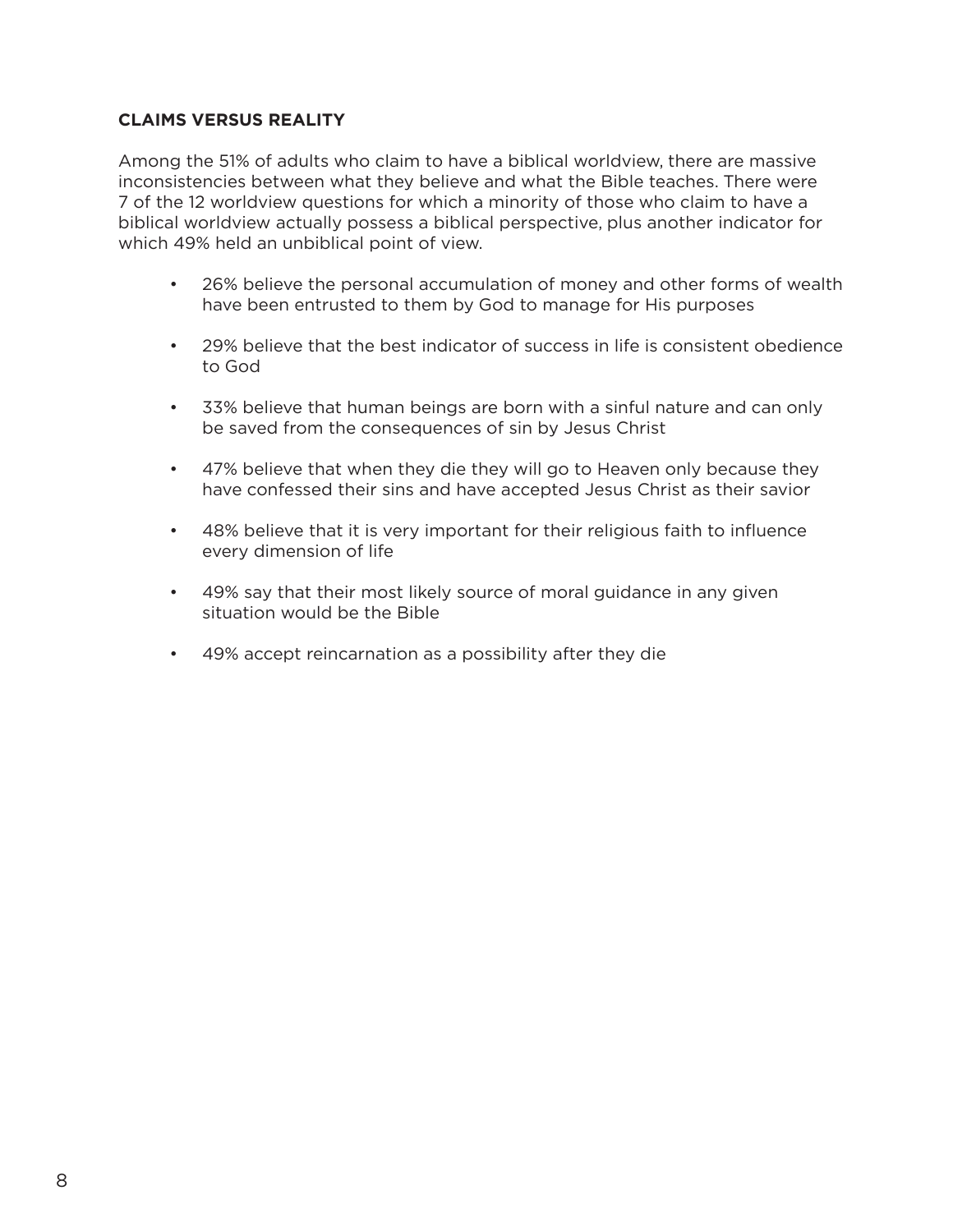**CLAIMS VERSUS REALITY**

Among the 51% of adults who claim to have a biblical worldview, there are massive inconsistencies between what they believe and what the Bible teaches. There were 7 of the 12 worldview questions for which a minority of those who claim to have a biblical worldview actually possess a biblical perspective, plus another indicator for which 49% held an unbiblical point of view.

- 26% believe the personal accumulation of money and other forms of wealth have been entrusted to them by God to manage for His purposes
- 29% believe that the best indicator of success in life is consistent obedience to God
- 33% believe that human beings are born with a sinful nature and can only be saved from the consequences of sin by Jesus Christ
- 47% believe that when they die they will go to Heaven only because they have confessed their sins and have accepted Jesus Christ as their savior
- 48% believe that it is very important for their religious faith to influence every dimension of life
- 49% say that their most likely source of moral guidance in any given situation would be the Bible
- 49% accept reincarnation as a possibility after they die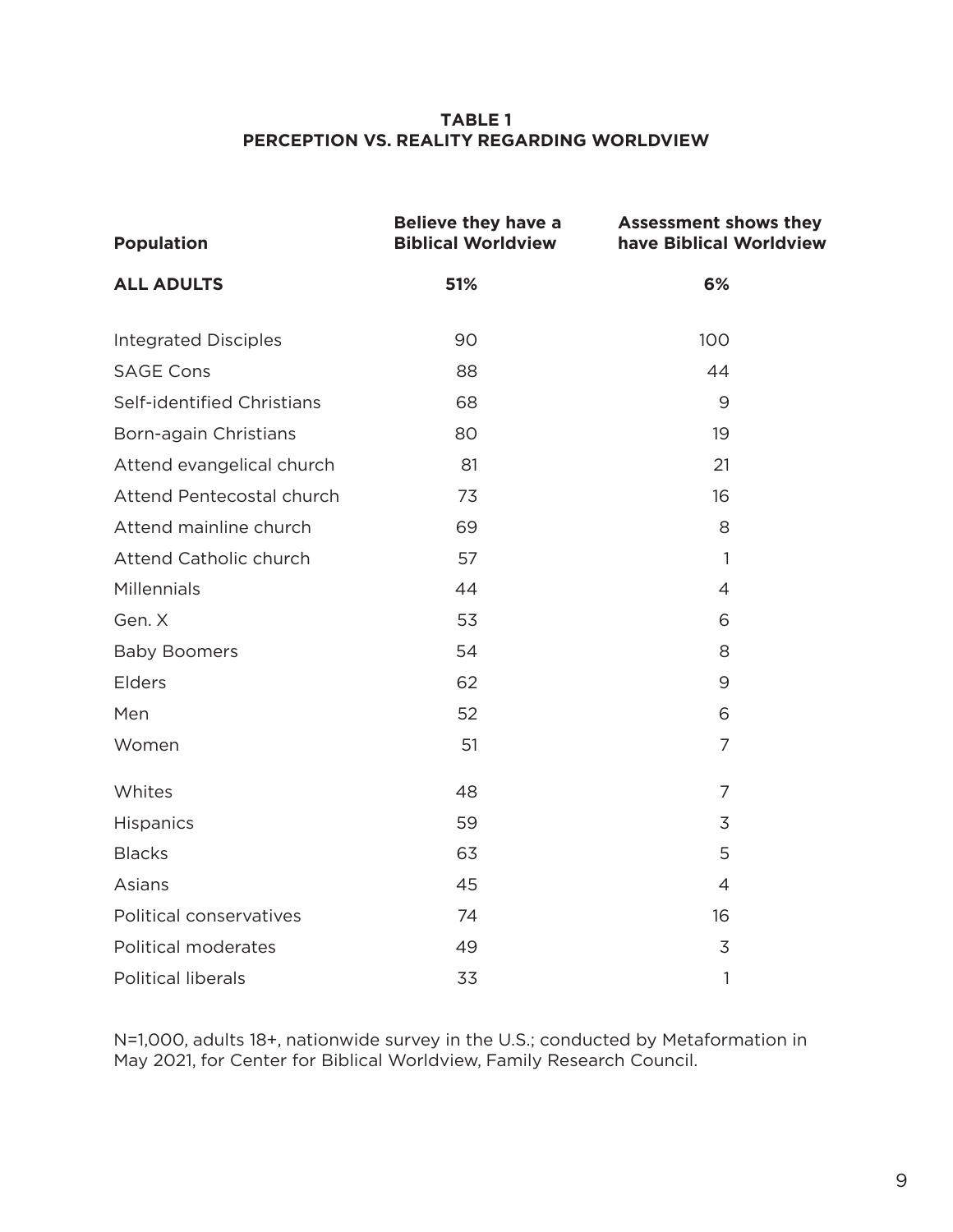**TABLE 1**
**PERCEPTION VS. REALITY REGARDING WORLDVIEW**

| Population | Believe they have a Biblical Worldview | Assessment shows they have Biblical Worldview |
|---|---|---|
| **ALL ADULTS** | **51%** | **6%** |
| Integrated Disciples | 90 | 100 |
| SAGE Cons | 88 | 44 |
| Self-identified Christians | 68 | 9 |
| Born-again Christians | 80 | 19 |
| Attend evangelical church | 81 | 21 |
| Attend Pentecostal church | 73 | 16 |
| Attend mainline church | 69 | 8 |
| Attend Catholic church | 57 | 1 |
| Millennials | 44 | 4 |
| Gen. X | 53 | 6 |
| Baby Boomers | 54 | 8 |
| Elders | 62 | 9 |
| Men | 52 | 6 |
| Women | 51 | 7 |
| Whites | 48 | 7 |
| Hispanics | 59 | 3 |
| Blacks | 63 | 5 |
| Asians | 45 | 4 |
| Political conservatives | 74 | 16 |
| Political moderates | 49 | 3 |
| Political liberals | 33 | 1 |

N=1,000, adults 18+, nationwide survey in the U.S.; conducted by Metaformation in May 2021, for Center for Biblical Worldview, Family Research Council.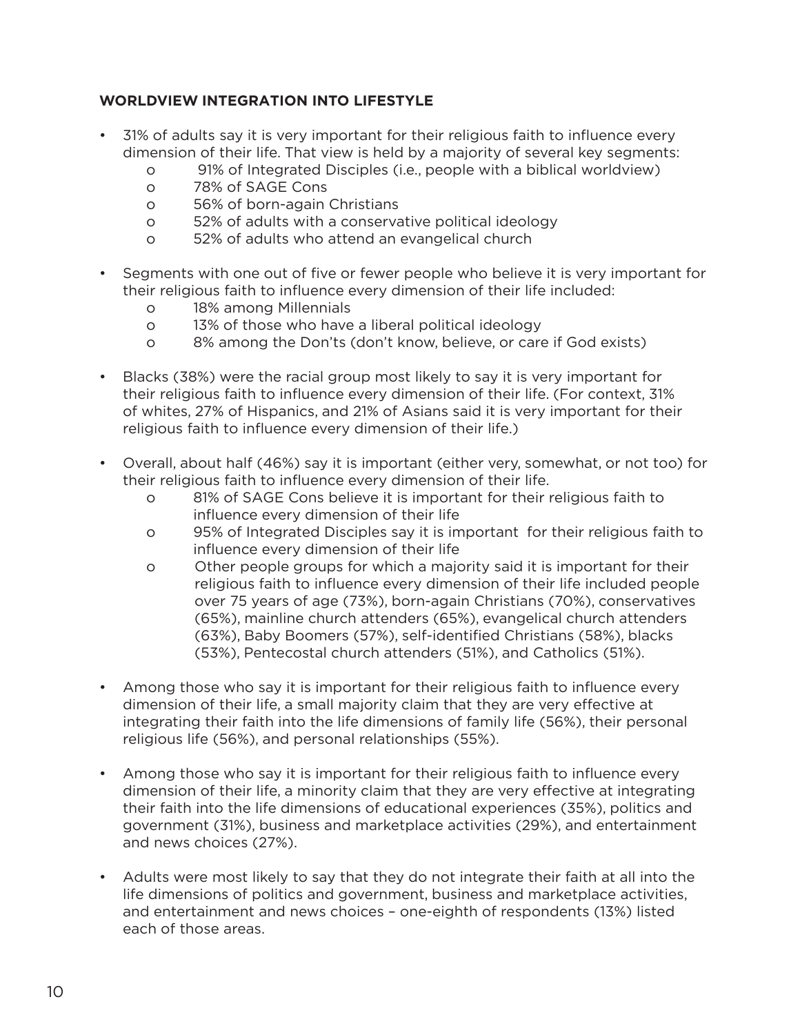**WORLDVIEW INTEGRATION INTO LIFESTYLE**

- 31% of adults say it is very important for their religious faith to influence every dimension of their life. That view is held by a majority of several key segments:
  - 91% of Integrated Disciples (i.e., people with a biblical worldview)
  - 78% of SAGE Cons
  - 56% of born-again Christians
  - 52% of adults with a conservative political ideology
  - 52% of adults who attend an evangelical church
- Segments with one out of five or fewer people who believe it is very important for their religious faith to influence every dimension of their life included:
  - 18% among Millennials
  - 13% of those who have a liberal political ideology
  - 8% among the Don'ts (don't know, believe, or care if God exists)
- Blacks (38%) were the racial group most likely to say it is very important for their religious faith to influence every dimension of their life. (For context, 31% of whites, 27% of Hispanics, and 21% of Asians said it is very important for their religious faith to influence every dimension of their life.)
- Overall, about half (46%) say it is important (either very, somewhat, or not too) for their religious faith to influence every dimension of their life.
  - 81% of SAGE Cons believe it is important for their religious faith to influence every dimension of their life
  - 95% of Integrated Disciples say it is important for their religious faith to influence every dimension of their life
  - Other people groups for which a majority said it is important for their religious faith to influence every dimension of their life included people over 75 years of age (73%), born-again Christians (70%), conservatives (65%), mainline church attenders (65%), evangelical church attenders (63%), Baby Boomers (57%), self-identified Christians (58%), blacks (53%), Pentecostal church attenders (51%), and Catholics (51%).
- Among those who say it is important for their religious faith to influence every dimension of their life, a small majority claim that they are very effective at integrating their faith into the life dimensions of family life (56%), their personal religious life (56%), and personal relationships (55%).
- Among those who say it is important for their religious faith to influence every dimension of their life, a minority claim that they are very effective at integrating their faith into the life dimensions of educational experiences (35%), politics and government (31%), business and marketplace activities (29%), and entertainment and news choices (27%).
- Adults were most likely to say that they do not integrate their faith at all into the life dimensions of politics and government, business and marketplace activities, and entertainment and news choices – one-eighth of respondents (13%) listed each of those areas.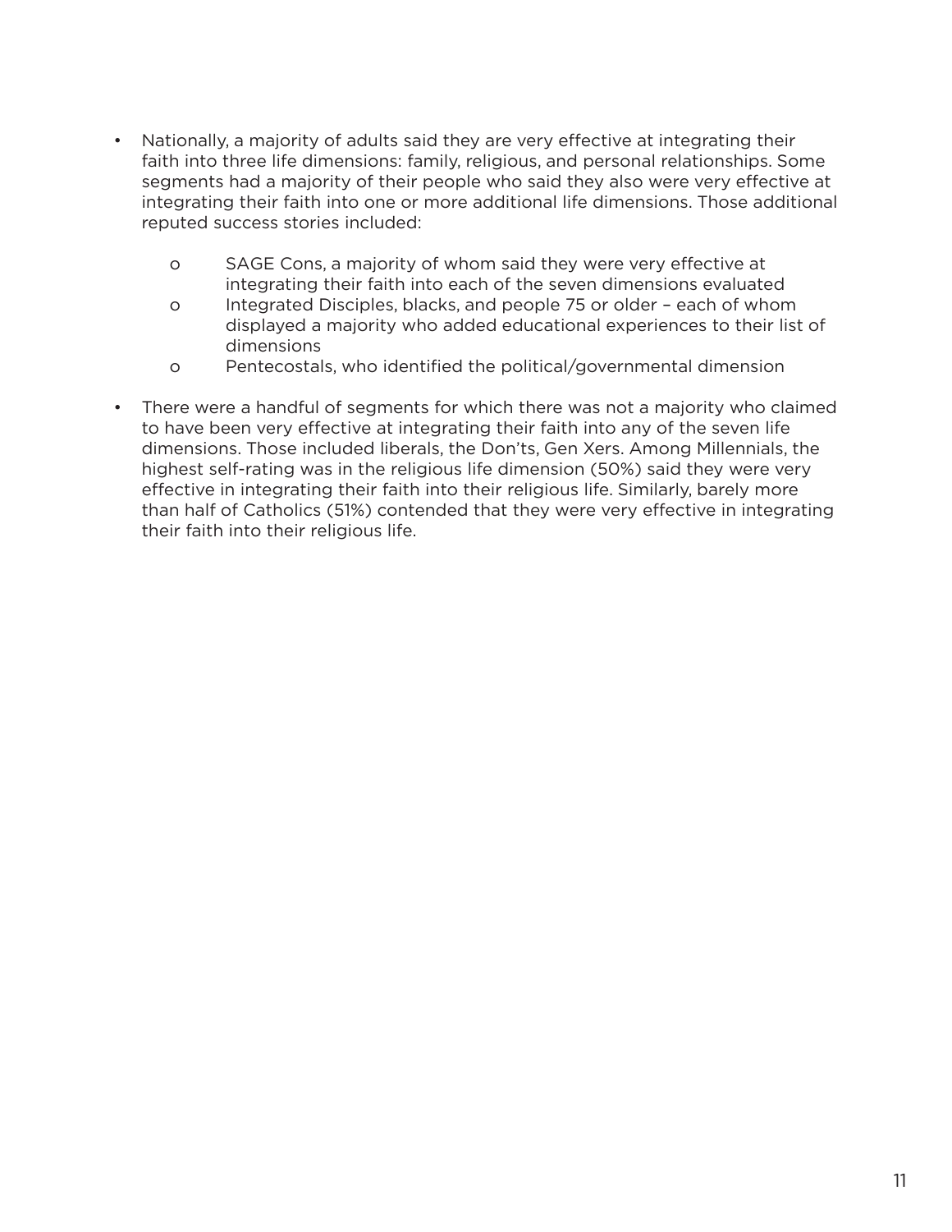- Nationally, a majority of adults said they are very effective at integrating their faith into three life dimensions: family, religious, and personal relationships. Some segments had a majority of their people who said they also were very effective at integrating their faith into one or more additional life dimensions. Those additional reputed success stories included:
    - SAGE Cons, a majority of whom said they were very effective at integrating their faith into each of the seven dimensions evaluated
    - Integrated Disciples, blacks, and people 75 or older – each of whom displayed a majority who added educational experiences to their list of dimensions
    - Pentecostals, who identified the political/governmental dimension

- There were a handful of segments for which there was not a majority who claimed to have been very effective at integrating their faith into any of the seven life dimensions. Those included liberals, the Don'ts, Gen Xers. Among Millennials, the highest self-rating was in the religious life dimension (50%) said they were very effective in integrating their faith into their religious life. Similarly, barely more than half of Catholics (51%) contended that they were very effective in integrating their faith into their religious life.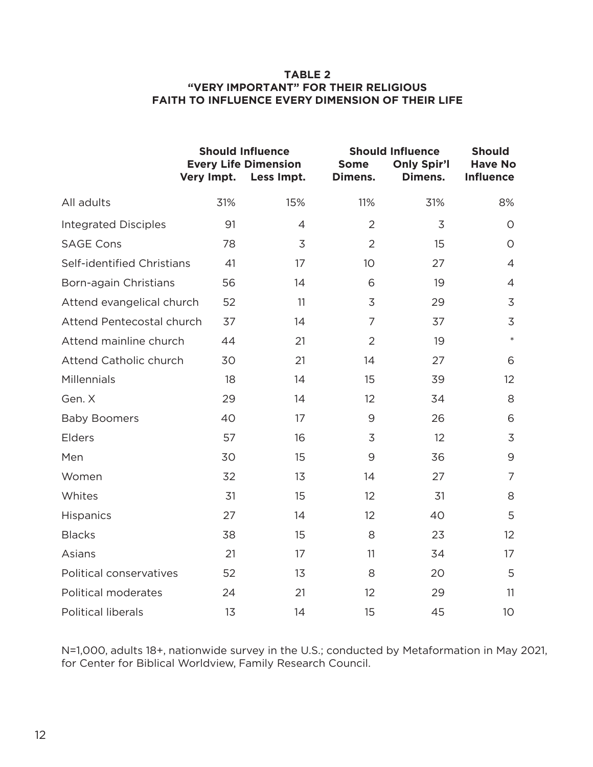**TABLE 2**
**"VERY IMPORTANT" FOR THEIR RELIGIOUS FAITH TO INFLUENCE EVERY DIMENSION OF THEIR LIFE**

| | Should Influence Every Life Dimension | | Should Influence | | Should Have No Influence |
|---|---|---|---|---|---|
| | Very Impt. | Less Impt. | Some Dimens. | Only Spir'l Dimens. | |
| All adults | 31% | 15% | 11% | 31% | 8% |
| Integrated Disciples | 91 | 4 | 2 | 3 | 0 |
| SAGE Cons | 78 | 3 | 2 | 15 | 0 |
| Self-identified Christians | 41 | 17 | 10 | 27 | 4 |
| Born-again Christians | 56 | 14 | 6 | 19 | 4 |
| Attend evangelical church | 52 | 11 | 3 | 29 | 3 |
| Attend Pentecostal church | 37 | 14 | 7 | 37 | 3 |
| Attend mainline church | 44 | 21 | 2 | 19 | * |
| Attend Catholic church | 30 | 21 | 14 | 27 | 6 |
| Millennials | 18 | 14 | 15 | 39 | 12 |
| Gen. X | 29 | 14 | 12 | 34 | 8 |
| Baby Boomers | 40 | 17 | 9 | 26 | 6 |
| Elders | 57 | 16 | 3 | 12 | 3 |
| Men | 30 | 15 | 9 | 36 | 9 |
| Women | 32 | 13 | 14 | 27 | 7 |
| Whites | 31 | 15 | 12 | 31 | 8 |
| Hispanics | 27 | 14 | 12 | 40 | 5 |
| Blacks | 38 | 15 | 8 | 23 | 12 |
| Asians | 21 | 17 | 11 | 34 | 17 |
| Political conservatives | 52 | 13 | 8 | 20 | 5 |
| Political moderates | 24 | 21 | 12 | 29 | 11 |
| Political liberals | 13 | 14 | 15 | 45 | 10 |

N=1,000, adults 18+, nationwide survey in the U.S.; conducted by Metaformation in May 2021, for Center for Biblical Worldview, Family Research Council.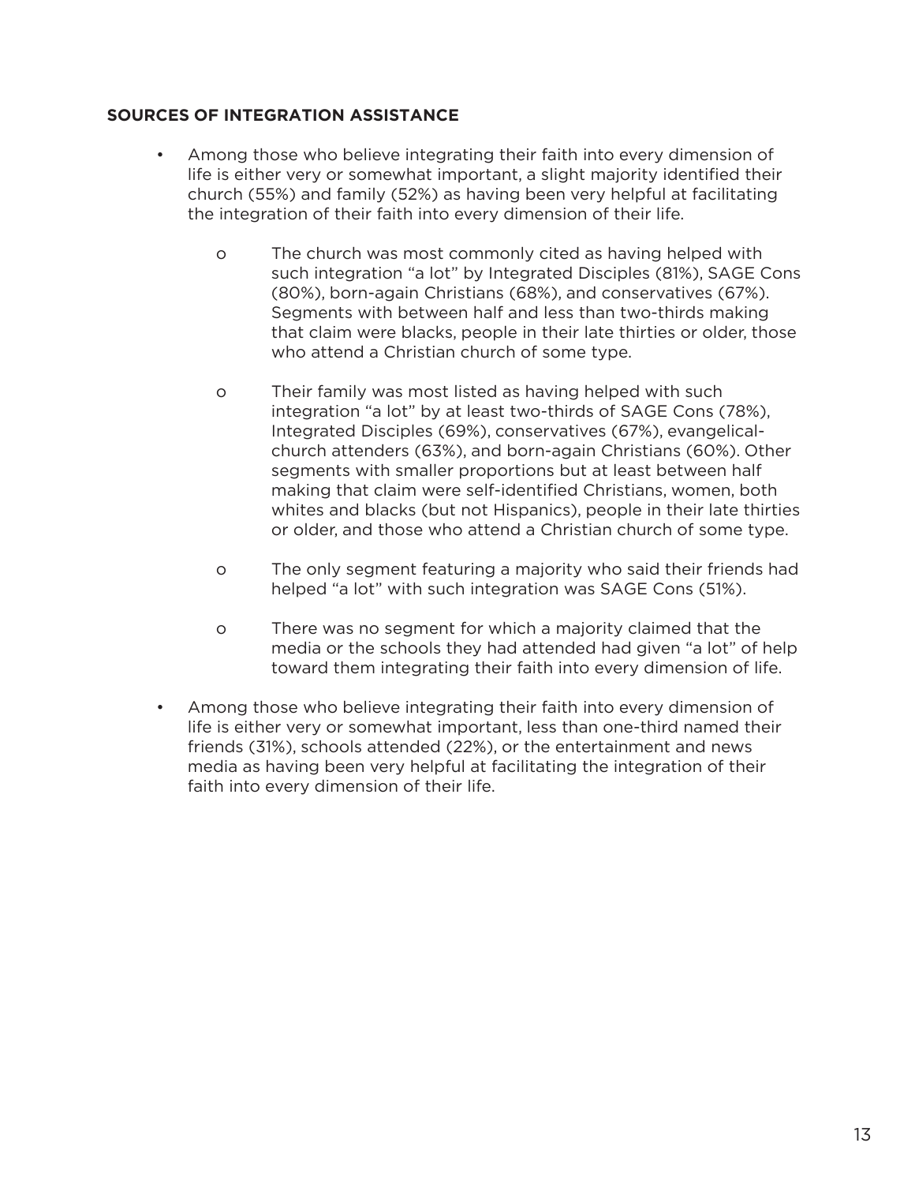**SOURCES OF INTEGRATION ASSISTANCE**

- Among those who believe integrating their faith into every dimension of life is either very or somewhat important, a slight majority identified their church (55%) and family (52%) as having been very helpful at facilitating the integration of their faith into every dimension of their life.
    - The church was most commonly cited as having helped with such integration "a lot" by Integrated Disciples (81%), SAGE Cons (80%), born-again Christians (68%), and conservatives (67%). Segments with between half and less than two-thirds making that claim were blacks, people in their late thirties or older, those who attend a Christian church of some type.
    - Their family was most listed as having helped with such integration "a lot" by at least two-thirds of SAGE Cons (78%), Integrated Disciples (69%), conservatives (67%), evangelical-church attenders (63%), and born-again Christians (60%). Other segments with smaller proportions but at least between half making that claim were self-identified Christians, women, both whites and blacks (but not Hispanics), people in their late thirties or older, and those who attend a Christian church of some type.
    - The only segment featuring a majority who said their friends had helped "a lot" with such integration was SAGE Cons (51%).
    - There was no segment for which a majority claimed that the media or the schools they had attended had given "a lot" of help toward them integrating their faith into every dimension of life.
- Among those who believe integrating their faith into every dimension of life is either very or somewhat important, less than one-third named their friends (31%), schools attended (22%), or the entertainment and news media as having been very helpful at facilitating the integration of their faith into every dimension of their life.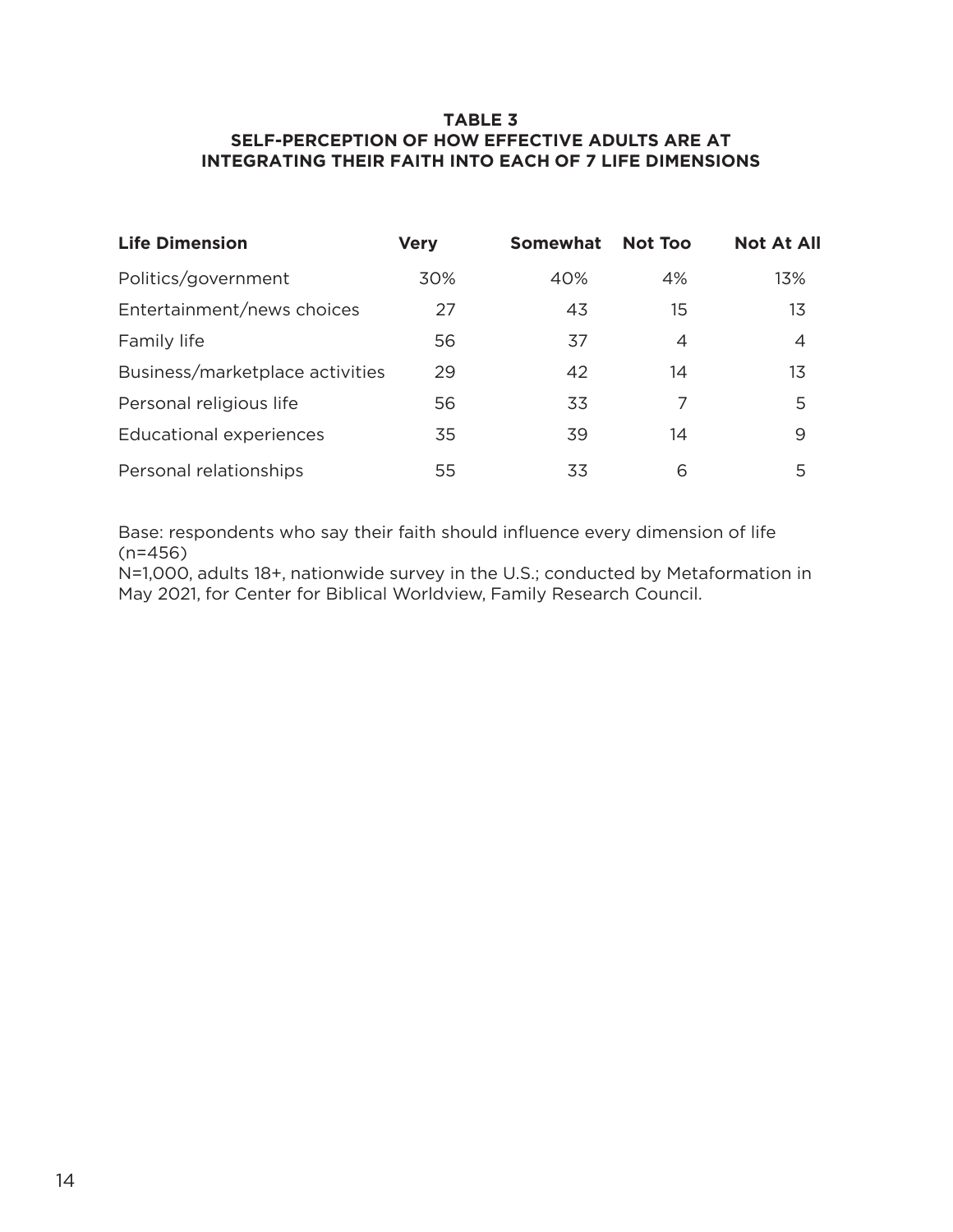**TABLE 3**
**SELF-PERCEPTION OF HOW EFFECTIVE ADULTS ARE AT INTEGRATING THEIR FAITH INTO EACH OF 7 LIFE DIMENSIONS**

| Life Dimension | Very | Somewhat | Not Too | Not At All |
|---|---|---|---|---|
| Politics/government | 30% | 40% | 4% | 13% |
| Entertainment/news choices | 27 | 43 | 15 | 13 |
| Family life | 56 | 37 | 4 | 4 |
| Business/marketplace activities | 29 | 42 | 14 | 13 |
| Personal religious life | 56 | 33 | 7 | 5 |
| Educational experiences | 35 | 39 | 14 | 9 |
| Personal relationships | 55 | 33 | 6 | 5 |

Base: respondents who say their faith should influence every dimension of life (n=456)
N=1,000, adults 18+, nationwide survey in the U.S.; conducted by Metaformation in May 2021, for Center for Biblical Worldview, Family Research Council.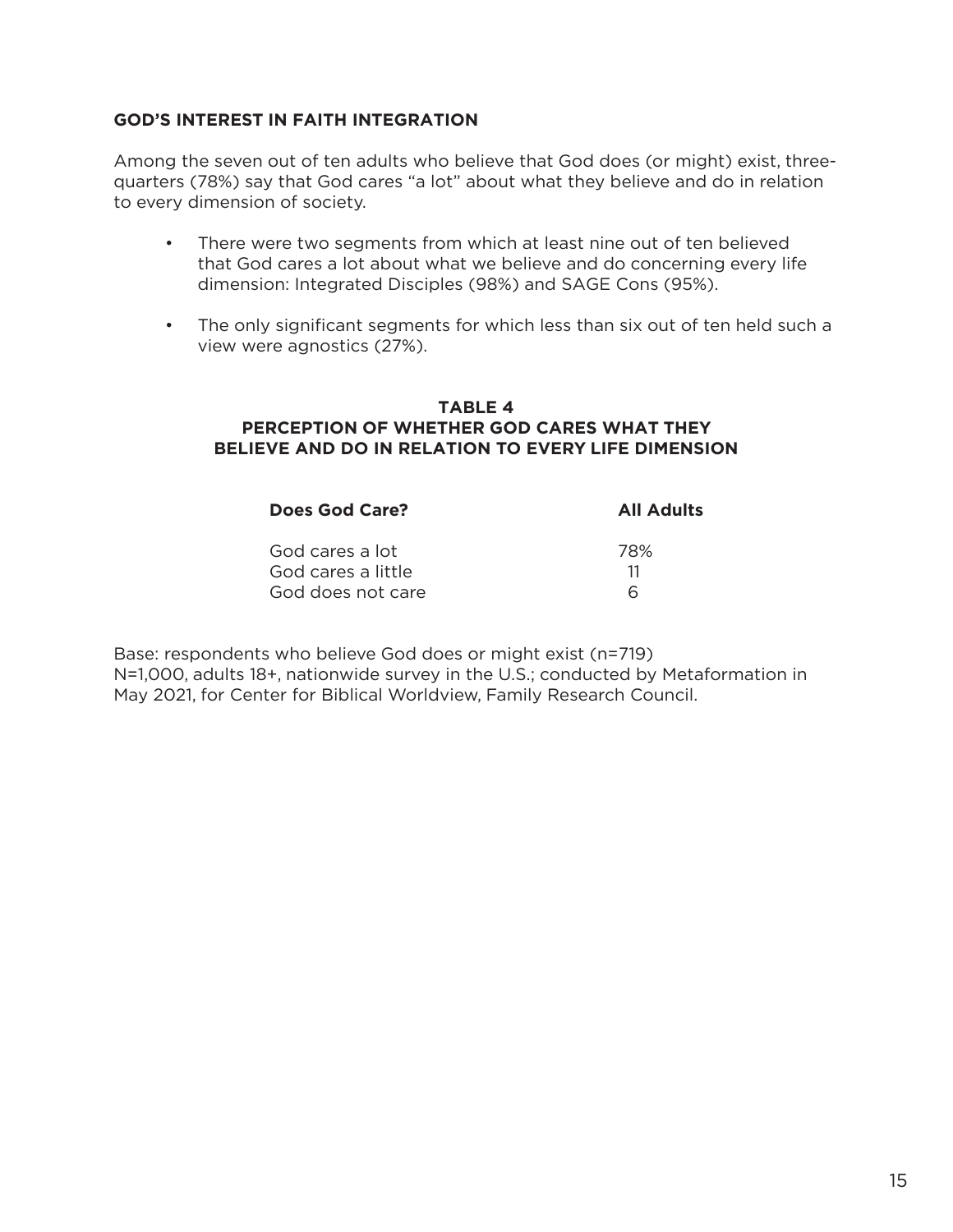## GOD'S INTEREST IN FAITH INTEGRATION

Among the seven out of ten adults who believe that God does (or might) exist, three-quarters (78%) say that God cares "a lot" about what they believe and do in relation to every dimension of society.

- There were two segments from which at least nine out of ten believed that God cares a lot about what we believe and do concerning every life dimension: Integrated Disciples (98%) and SAGE Cons (95%).
- The only significant segments for which less than six out of ten held such a view were agnostics (27%).

**TABLE 4**
**PERCEPTION OF WHETHER GOD CARES WHAT THEY BELIEVE AND DO IN RELATION TO EVERY LIFE DIMENSION**

| Does God Care? | All Adults |
|---|---|
| God cares a lot | 78% |
| God cares a little | 11 |
| God does not care | 6 |

Base: respondents who believe God does or might exist (n=719)
N=1,000, adults 18+, nationwide survey in the U.S.; conducted by Metaformation in May 2021, for Center for Biblical Worldview, Family Research Council.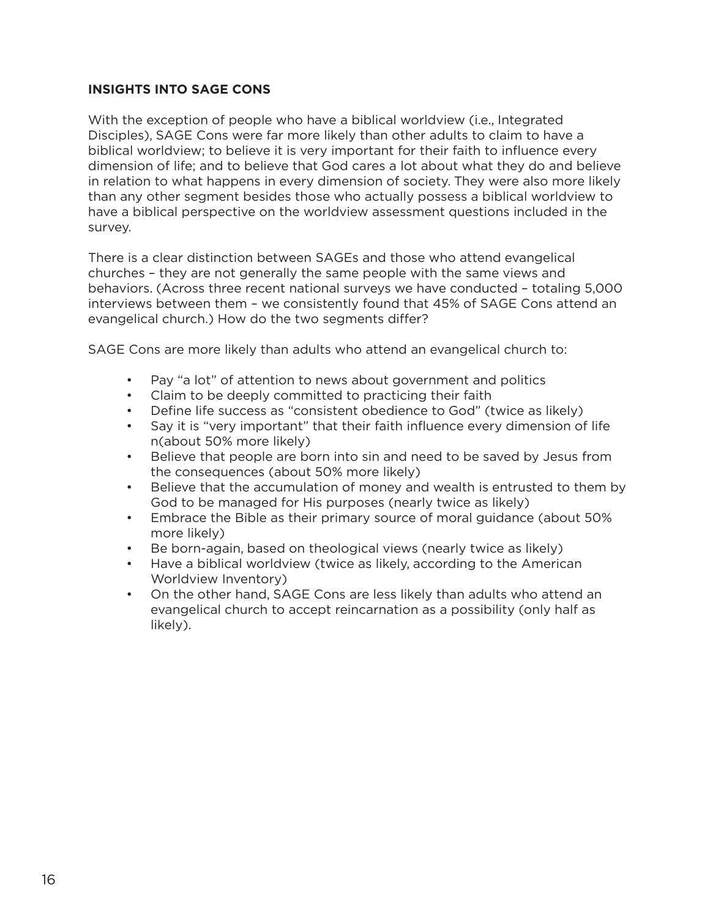## INSIGHTS INTO SAGE CONS

With the exception of people who have a biblical worldview (i.e., Integrated Disciples), SAGE Cons were far more likely than other adults to claim to have a biblical worldview; to believe it is very important for their faith to influence every dimension of life; and to believe that God cares a lot about what they do and believe in relation to what happens in every dimension of society. They were also more likely than any other segment besides those who actually possess a biblical worldview to have a biblical perspective on the worldview assessment questions included in the survey.

There is a clear distinction between SAGEs and those who attend evangelical churches – they are not generally the same people with the same views and behaviors. (Across three recent national surveys we have conducted – totaling 5,000 interviews between them – we consistently found that 45% of SAGE Cons attend an evangelical church.) How do the two segments differ?

SAGE Cons are more likely than adults who attend an evangelical church to:

- Pay "a lot" of attention to news about government and politics
- Claim to be deeply committed to practicing their faith
- Define life success as "consistent obedience to God" (twice as likely)
- Say it is "very important" that their faith influence every dimension of life n(about 50% more likely)
- Believe that people are born into sin and need to be saved by Jesus from the consequences (about 50% more likely)
- Believe that the accumulation of money and wealth is entrusted to them by God to be managed for His purposes (nearly twice as likely)
- Embrace the Bible as their primary source of moral guidance (about 50% more likely)
- Be born-again, based on theological views (nearly twice as likely)
- Have a biblical worldview (twice as likely, according to the American Worldview Inventory)
- On the other hand, SAGE Cons are less likely than adults who attend an evangelical church to accept reincarnation as a possibility (only half as likely).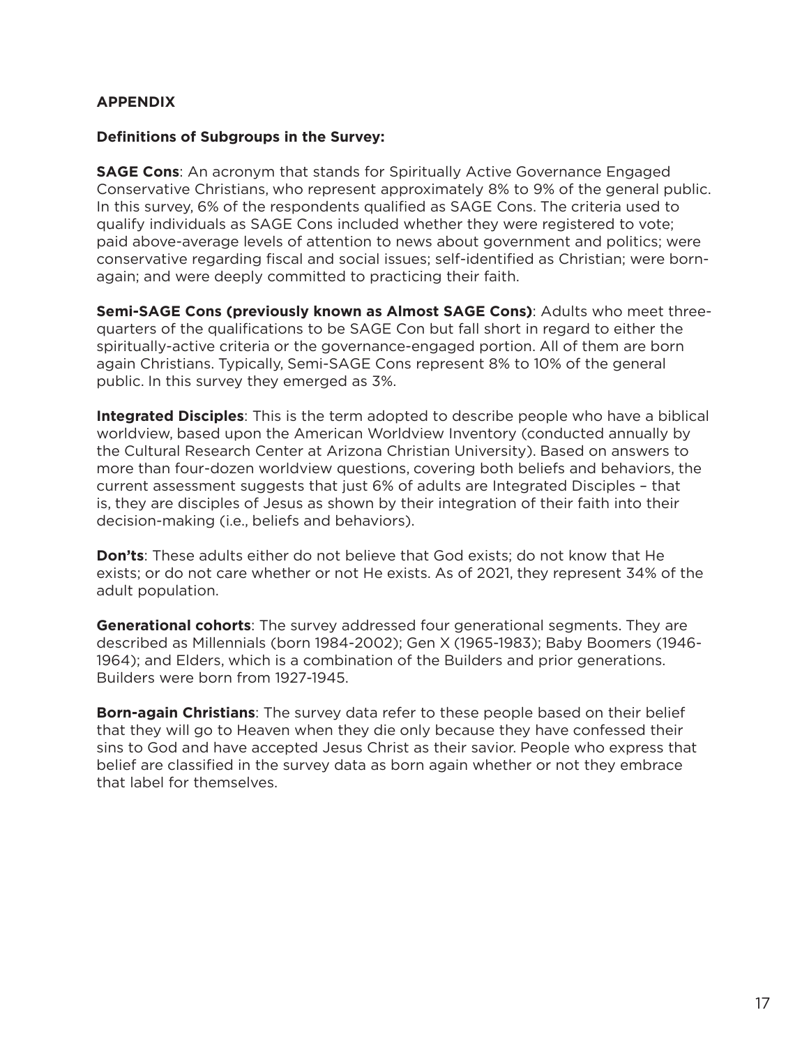## APPENDIX

### Definitions of Subgroups in the Survey:

**SAGE Cons**: An acronym that stands for Spiritually Active Governance Engaged Conservative Christians, who represent approximately 8% to 9% of the general public. In this survey, 6% of the respondents qualified as SAGE Cons. The criteria used to qualify individuals as SAGE Cons included whether they were registered to vote; paid above-average levels of attention to news about government and politics; were conservative regarding fiscal and social issues; self-identified as Christian; were born-again; and were deeply committed to practicing their faith.

**Semi-SAGE Cons (previously known as Almost SAGE Cons)**: Adults who meet three-quarters of the qualifications to be SAGE Con but fall short in regard to either the spiritually-active criteria or the governance-engaged portion. All of them are born again Christians. Typically, Semi-SAGE Cons represent 8% to 10% of the general public. In this survey they emerged as 3%.

**Integrated Disciples**: This is the term adopted to describe people who have a biblical worldview, based upon the American Worldview Inventory (conducted annually by the Cultural Research Center at Arizona Christian University). Based on answers to more than four-dozen worldview questions, covering both beliefs and behaviors, the current assessment suggests that just 6% of adults are Integrated Disciples – that is, they are disciples of Jesus as shown by their integration of their faith into their decision-making (i.e., beliefs and behaviors).

**Don'ts**: These adults either do not believe that God exists; do not know that He exists; or do not care whether or not He exists. As of 2021, they represent 34% of the adult population.

**Generational cohorts**: The survey addressed four generational segments. They are described as Millennials (born 1984-2002); Gen X (1965-1983); Baby Boomers (1946-1964); and Elders, which is a combination of the Builders and prior generations. Builders were born from 1927-1945.

**Born-again Christians**: The survey data refer to these people based on their belief that they will go to Heaven when they die only because they have confessed their sins to God and have accepted Jesus Christ as their savior. People who express that belief are classified in the survey data as born again whether or not they embrace that label for themselves.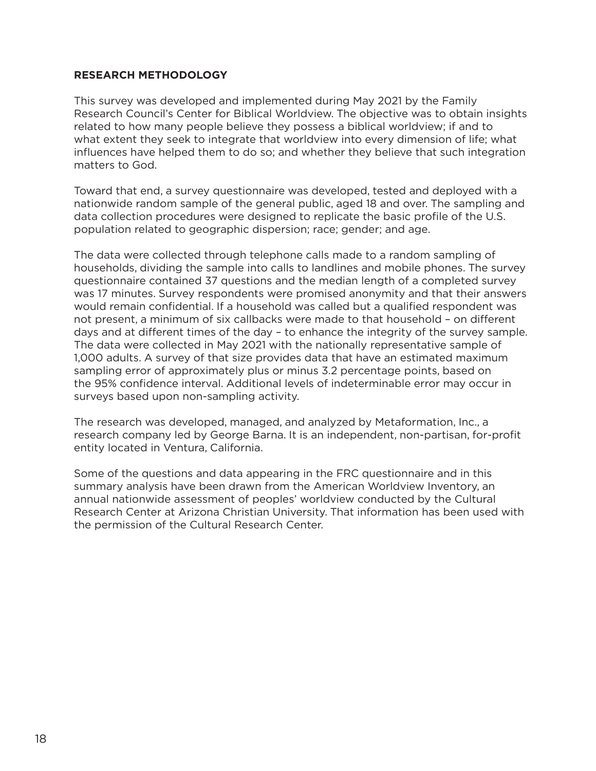**RESEARCH METHODOLOGY**

This survey was developed and implemented during May 2021 by the Family Research Council's Center for Biblical Worldview. The objective was to obtain insights related to how many people believe they possess a biblical worldview; if and to what extent they seek to integrate that worldview into every dimension of life; what influences have helped them to do so; and whether they believe that such integration matters to God.

Toward that end, a survey questionnaire was developed, tested and deployed with a nationwide random sample of the general public, aged 18 and over. The sampling and data collection procedures were designed to replicate the basic profile of the U.S. population related to geographic dispersion; race; gender; and age.

The data were collected through telephone calls made to a random sampling of households, dividing the sample into calls to landlines and mobile phones. The survey questionnaire contained 37 questions and the median length of a completed survey was 17 minutes. Survey respondents were promised anonymity and that their answers would remain confidential. If a household was called but a qualified respondent was not present, a minimum of six callbacks were made to that household – on different days and at different times of the day – to enhance the integrity of the survey sample. The data were collected in May 2021 with the nationally representative sample of 1,000 adults. A survey of that size provides data that have an estimated maximum sampling error of approximately plus or minus 3.2 percentage points, based on the 95% confidence interval. Additional levels of indeterminable error may occur in surveys based upon non-sampling activity.

The research was developed, managed, and analyzed by Metaformation, Inc., a research company led by George Barna. It is an independent, non-partisan, for-profit entity located in Ventura, California.

Some of the questions and data appearing in the FRC questionnaire and in this summary analysis have been drawn from the American Worldview Inventory, an annual nationwide assessment of peoples' worldview conducted by the Cultural Research Center at Arizona Christian University. That information has been used with the permission of the Cultural Research Center.